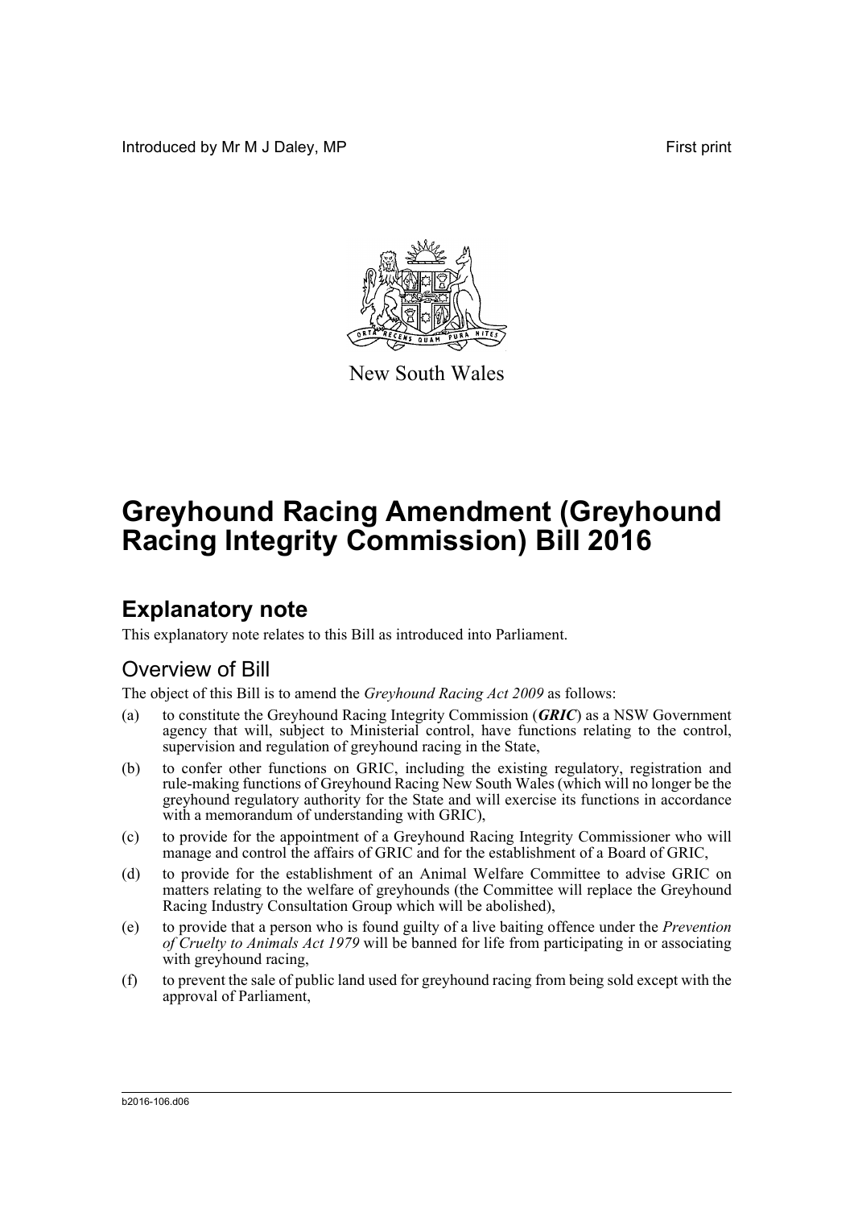Introduced by Mr M J Daley, MP First print

New South Wales

# Greyhound Racing Amendment (Greyhound Racing Integrity Commission) Bill 2016

## Explanatory note

This explanatory note relates to this Bill as introduced into Parliament.

### Overview of Bill

The object of this Bill is to amend the *Greyhound Racing Act 2009* as follows:

(a) to constitute the Greyhound Racing Integrity Commission (***GRIC***) as a NSW Government agency that will, subject to Ministerial control, have functions relating to the control, supervision and regulation of greyhound racing in the State,

(b) to confer other functions on GRIC, including the existing regulatory, registration and rule-making functions of Greyhound Racing New South Wales (which will no longer be the greyhound regulatory authority for the State and will exercise its functions in accordance with a memorandum of understanding with GRIC),

(c) to provide for the appointment of a Greyhound Racing Integrity Commissioner who will manage and control the affairs of GRIC and for the establishment of a Board of GRIC,

(d) to provide for the establishment of an Animal Welfare Committee to advise GRIC on matters relating to the welfare of greyhounds (the Committee will replace the Greyhound Racing Industry Consultation Group which will be abolished),

(e) to provide that a person who is found guilty of a live baiting offence under the *Prevention of Cruelty to Animals Act 1979* will be banned for life from participating in or associating with greyhound racing,

(f) to prevent the sale of public land used for greyhound racing from being sold except with the approval of Parliament,

b2016-106.d06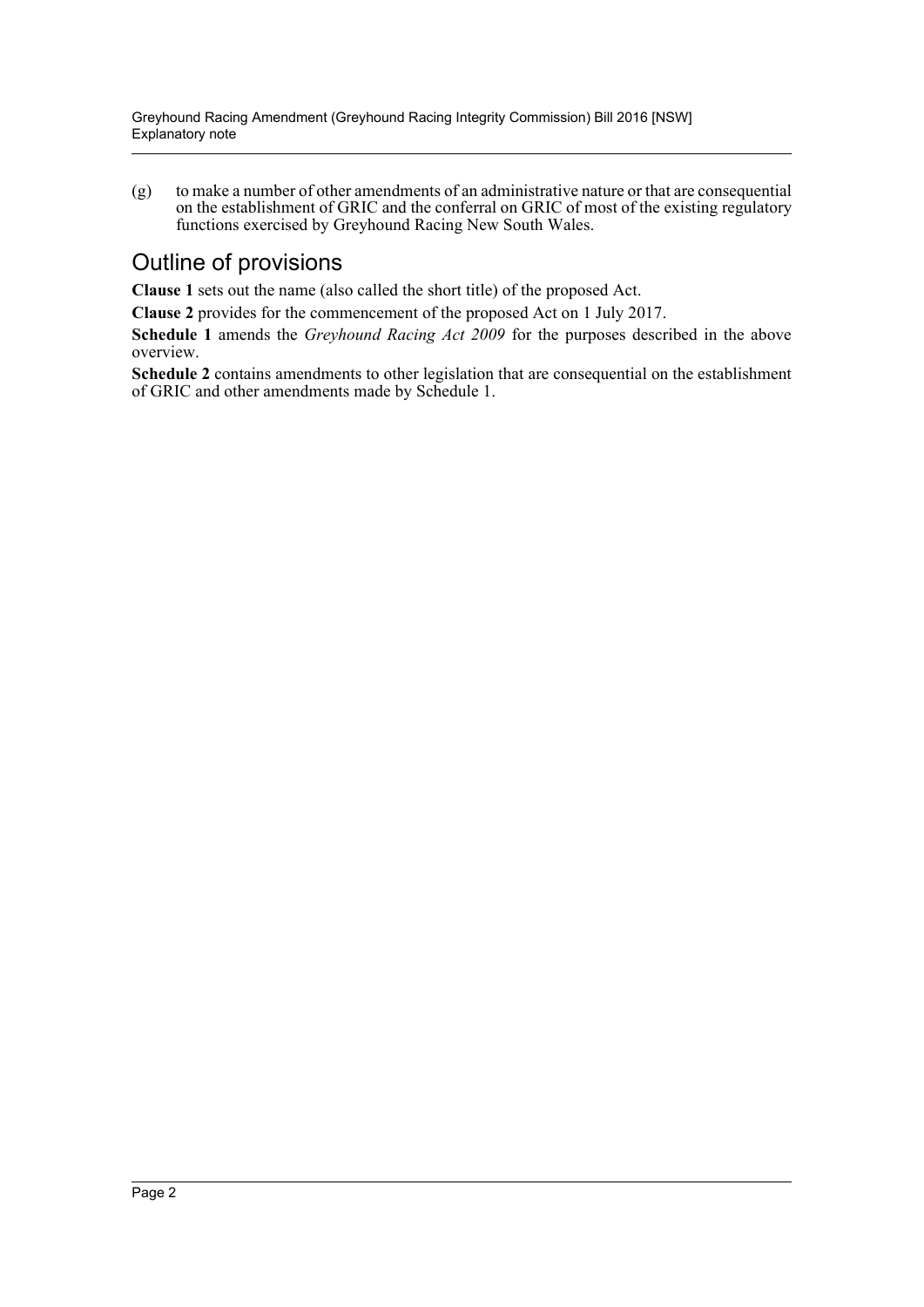(g) to make a number of other amendments of an administrative nature or that are consequential on the establishment of GRIC and the conferral on GRIC of most of the existing regulatory functions exercised by Greyhound Racing New South Wales.

## Outline of provisions

**Clause 1** sets out the name (also called the short title) of the proposed Act.

**Clause 2** provides for the commencement of the proposed Act on 1 July 2017.

**Schedule 1** amends the *Greyhound Racing Act 2009* for the purposes described in the above overview.

**Schedule 2** contains amendments to other legislation that are consequential on the establishment of GRIC and other amendments made by Schedule 1.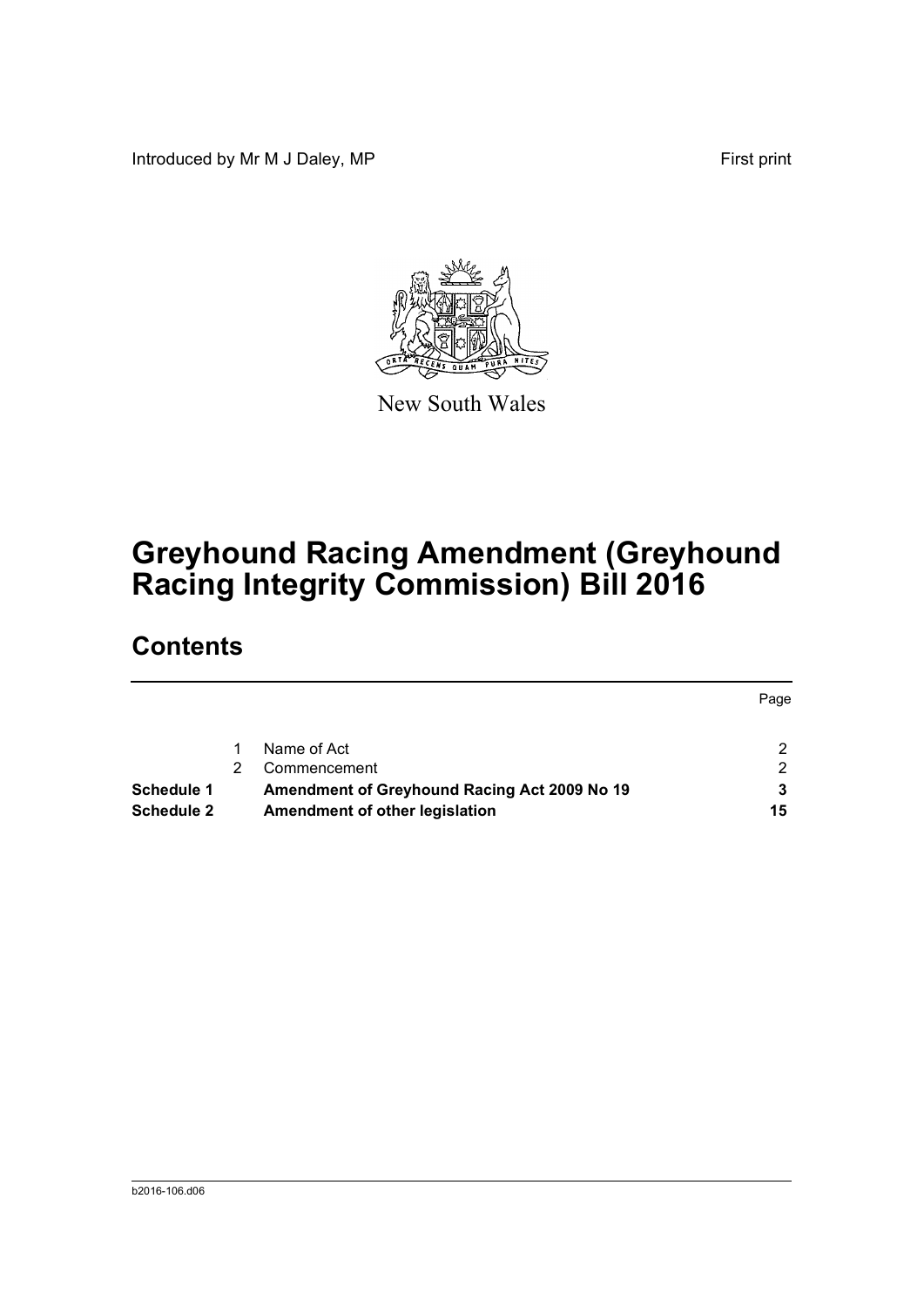Introduced by Mr M J Daley, MP

First print

New South Wales

# Greyhound Racing Amendment (Greyhound Racing Integrity Commission) Bill 2016

## Contents

| | | | Page |
|---|---|---|---|
| | 1 | Name of Act | 2 |
| | 2 | Commencement | 2 |
| **Schedule 1** | | **Amendment of Greyhound Racing Act 2009 No 19** | **3** |
| **Schedule 2** | | **Amendment of other legislation** | **15** |

b2016-106.d06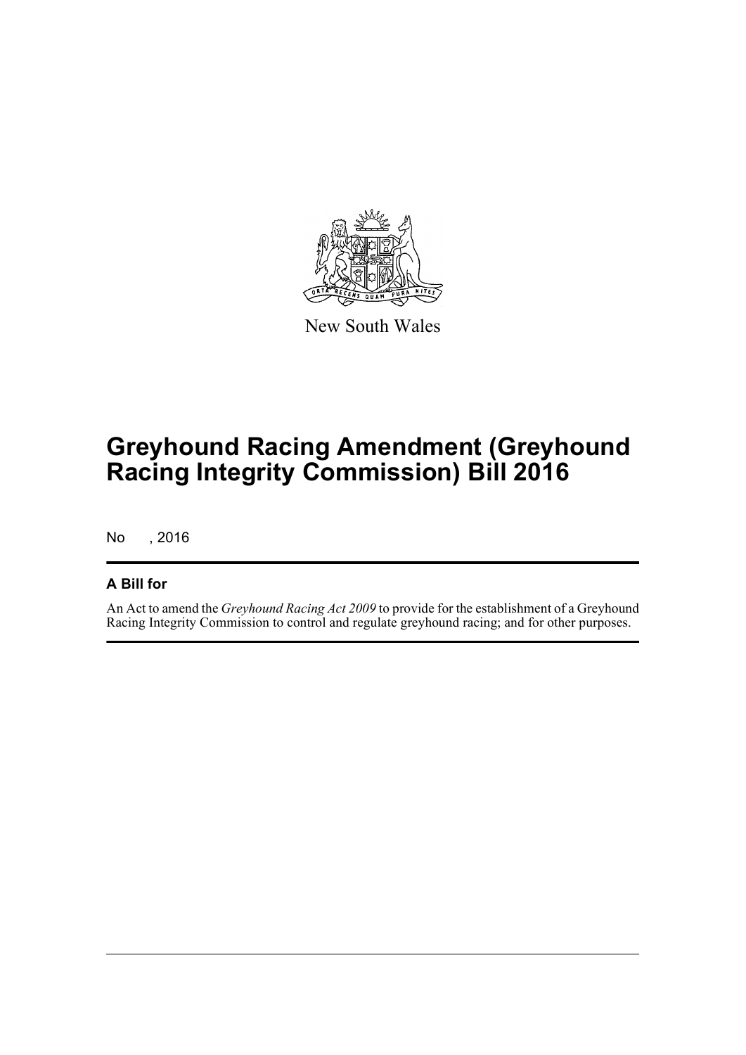New South Wales

# Greyhound Racing Amendment (Greyhound Racing Integrity Commission) Bill 2016

No , 2016

## A Bill for

An Act to amend the *Greyhound Racing Act 2009* to provide for the establishment of a Greyhound Racing Integrity Commission to control and regulate greyhound racing; and for other purposes.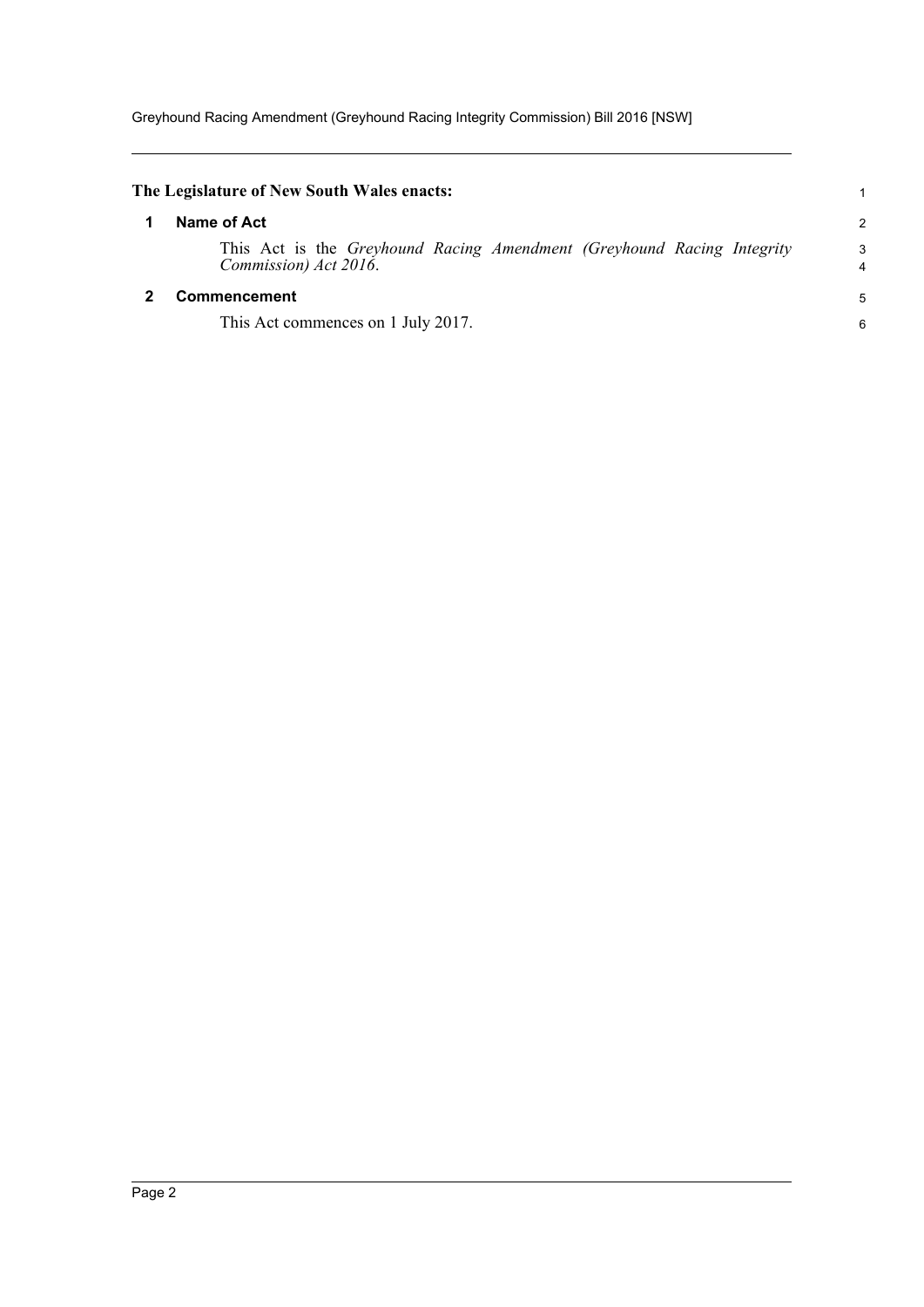**The Legislature of New South Wales enacts:**

## 1 Name of Act

This Act is the *Greyhound Racing Amendment (Greyhound Racing Integrity Commission) Act 2016*.

## 2 Commencement

This Act commences on 1 July 2017.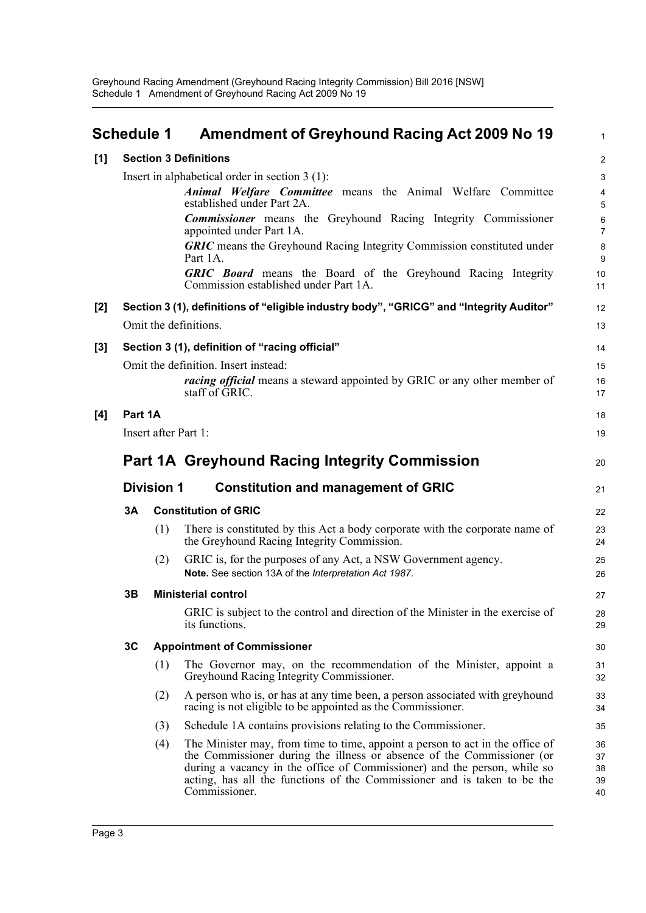# Schedule 1 Amendment of Greyhound Racing Act 2009 No 19

**[1] Section 3 Definitions**

Insert in alphabetical order in section 3 (1):

> ***Animal Welfare Committee*** means the Animal Welfare Committee established under Part 2A.
>
> ***Commissioner*** means the Greyhound Racing Integrity Commissioner appointed under Part 1A.
>
> ***GRIC*** means the Greyhound Racing Integrity Commission constituted under Part 1A.
>
> ***GRIC Board*** means the Board of the Greyhound Racing Integrity Commission established under Part 1A.

**[2] Section 3 (1), definitions of "eligible industry body", "GRICG" and "Integrity Auditor"**

Omit the definitions.

**[3] Section 3 (1), definition of "racing official"**

Omit the definition. Insert instead:

> ***racing official*** means a steward appointed by GRIC or any other member of staff of GRIC.

**[4] Part 1A**

Insert after Part 1:

## Part 1A Greyhound Racing Integrity Commission

### Division 1 Constitution and management of GRIC

**3A Constitution of GRIC**

(1) There is constituted by this Act a body corporate with the corporate name of the Greyhound Racing Integrity Commission.

(2) GRIC is, for the purposes of any Act, a NSW Government agency.

**Note.** See section 13A of the *Interpretation Act 1987*.

**3B Ministerial control**

GRIC is subject to the control and direction of the Minister in the exercise of its functions.

**3C Appointment of Commissioner**

(1) The Governor may, on the recommendation of the Minister, appoint a Greyhound Racing Integrity Commissioner.

(2) A person who is, or has at any time been, a person associated with greyhound racing is not eligible to be appointed as the Commissioner.

(3) Schedule 1A contains provisions relating to the Commissioner.

(4) The Minister may, from time to time, appoint a person to act in the office of the Commissioner during the illness or absence of the Commissioner (or during a vacancy in the office of Commissioner) and the person, while so acting, has all the functions of the Commissioner and is taken to be the Commissioner.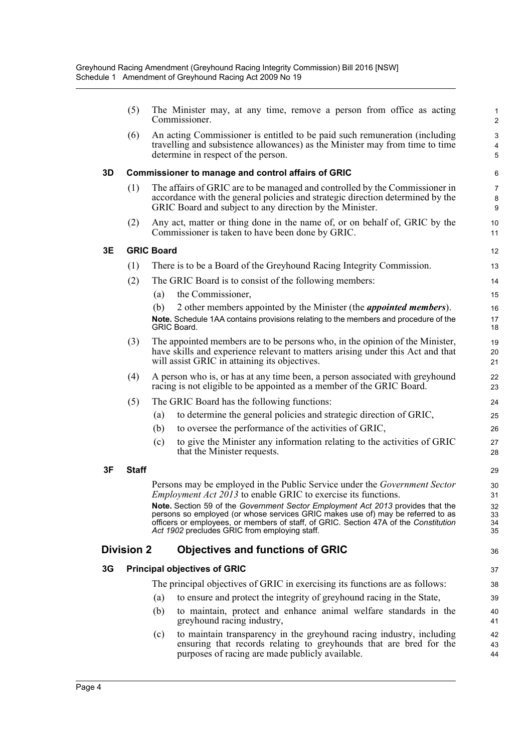(5) The Minister may, at any time, remove a person from office as acting Commissioner.

(6) An acting Commissioner is entitled to be paid such remuneration (including travelling and subsistence allowances) as the Minister may from time to time determine in respect of the person.

### 3D Commissioner to manage and control affairs of GRIC

(1) The affairs of GRIC are to be managed and controlled by the Commissioner in accordance with the general policies and strategic direction determined by the GRIC Board and subject to any direction by the Minister.

(2) Any act, matter or thing done in the name of, or on behalf of, GRIC by the Commissioner is taken to have been done by GRIC.

### 3E GRIC Board

(1) There is to be a Board of the Greyhound Racing Integrity Commission.

(2) The GRIC Board is to consist of the following members:

(a) the Commissioner,

(b) 2 other members appointed by the Minister (the ***appointed members***).

**Note.** Schedule 1AA contains provisions relating to the members and procedure of the GRIC Board.

(3) The appointed members are to be persons who, in the opinion of the Minister, have skills and experience relevant to matters arising under this Act and that will assist GRIC in attaining its objectives.

(4) A person who is, or has at any time been, a person associated with greyhound racing is not eligible to be appointed as a member of the GRIC Board.

(5) The GRIC Board has the following functions:

(a) to determine the general policies and strategic direction of GRIC,

(b) to oversee the performance of the activities of GRIC,

(c) to give the Minister any information relating to the activities of GRIC that the Minister requests.

### 3F Staff

Persons may be employed in the Public Service under the *Government Sector Employment Act 2013* to enable GRIC to exercise its functions.

**Note.** Section 59 of the *Government Sector Employment Act 2013* provides that the persons so employed (or whose services GRIC makes use of) may be referred to as officers or employees, or members of staff, of GRIC. Section 47A of the *Constitution Act 1902* precludes GRIC from employing staff.

## Division 2 Objectives and functions of GRIC

### 3G Principal objectives of GRIC

The principal objectives of GRIC in exercising its functions are as follows:

(a) to ensure and protect the integrity of greyhound racing in the State,

(b) to maintain, protect and enhance animal welfare standards in the greyhound racing industry,

(c) to maintain transparency in the greyhound racing industry, including ensuring that records relating to greyhounds that are bred for the purposes of racing are made publicly available.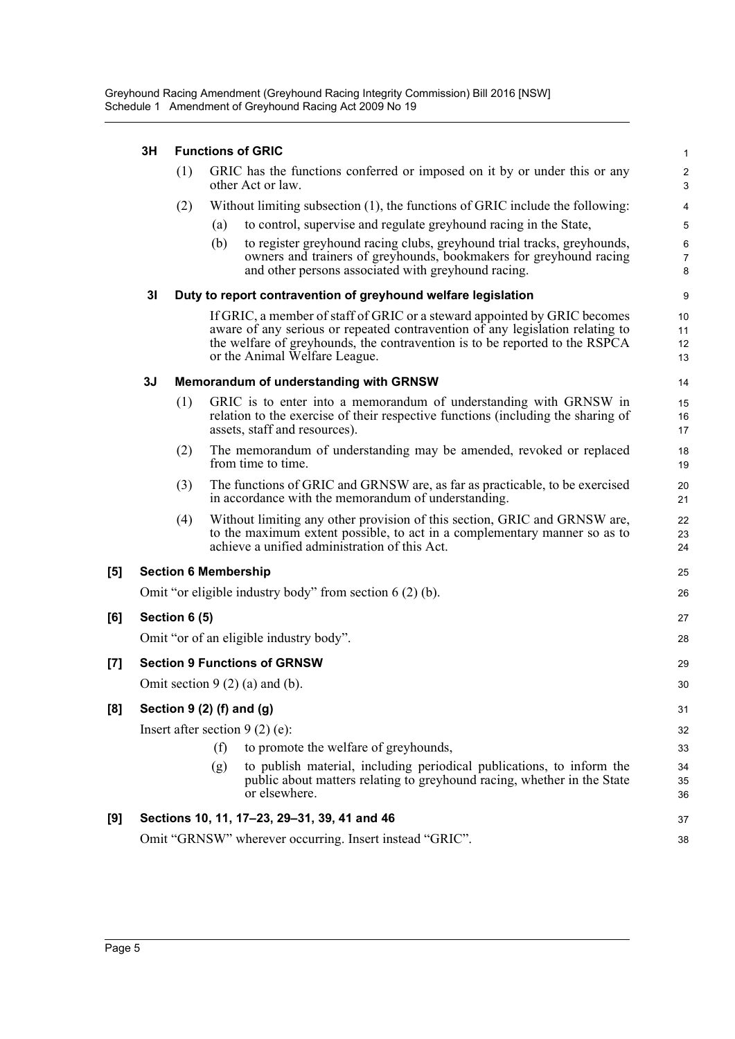### 3H Functions of GRIC

(1) GRIC has the functions conferred or imposed on it by or under this or any other Act or law.

(2) Without limiting subsection (1), the functions of GRIC include the following:

(a) to control, supervise and regulate greyhound racing in the State,

(b) to register greyhound racing clubs, greyhound trial tracks, greyhounds, owners and trainers of greyhounds, bookmakers for greyhound racing and other persons associated with greyhound racing.

### 3I Duty to report contravention of greyhound welfare legislation

If GRIC, a member of staff of GRIC or a steward appointed by GRIC becomes aware of any serious or repeated contravention of any legislation relating to the welfare of greyhounds, the contravention is to be reported to the RSPCA or the Animal Welfare League.

### 3J Memorandum of understanding with GRNSW

(1) GRIC is to enter into a memorandum of understanding with GRNSW in relation to the exercise of their respective functions (including the sharing of assets, staff and resources).

(2) The memorandum of understanding may be amended, revoked or replaced from time to time.

(3) The functions of GRIC and GRNSW are, as far as practicable, to be exercised in accordance with the memorandum of understanding.

(4) Without limiting any other provision of this section, GRIC and GRNSW are, to the maximum extent possible, to act in a complementary manner so as to achieve a unified administration of this Act.

## [5] Section 6 Membership

Omit "or eligible industry body" from section 6 (2) (b).

## [6] Section 6 (5)

Omit "or of an eligible industry body".

## [7] Section 9 Functions of GRNSW

Omit section 9 (2) (a) and (b).

## [8] Section 9 (2) (f) and (g)

Insert after section 9 (2) (e):

(f) to promote the welfare of greyhounds,

(g) to publish material, including periodical publications, to inform the public about matters relating to greyhound racing, whether in the State or elsewhere.

## [9] Sections 10, 11, 17–23, 29–31, 39, 41 and 46

Omit "GRNSW" wherever occurring. Insert instead "GRIC".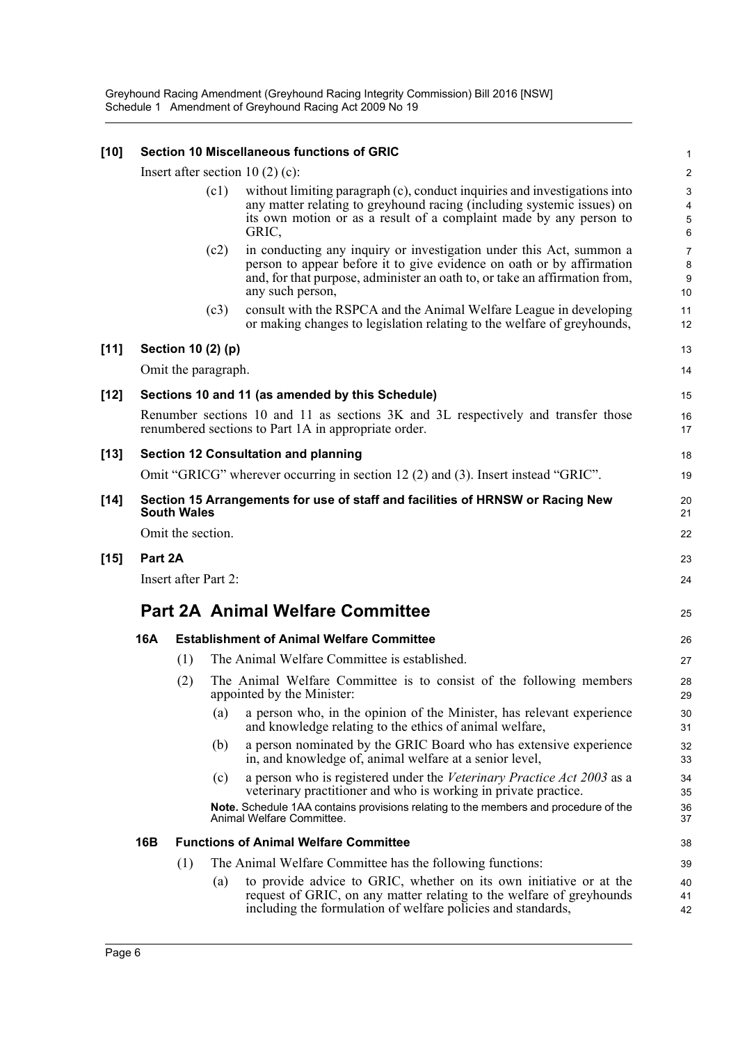**[10] Section 10 Miscellaneous functions of GRIC**

Insert after section 10 (2) (c):

(c1) without limiting paragraph (c), conduct inquiries and investigations into any matter relating to greyhound racing (including systemic issues) on its own motion or as a result of a complaint made by any person to GRIC,

(c2) in conducting any inquiry or investigation under this Act, summon a person to appear before it to give evidence on oath or by affirmation and, for that purpose, administer an oath to, or take an affirmation from, any such person,

(c3) consult with the RSPCA and the Animal Welfare League in developing or making changes to legislation relating to the welfare of greyhounds,

**[11] Section 10 (2) (p)**

Omit the paragraph.

**[12] Sections 10 and 11 (as amended by this Schedule)**

Renumber sections 10 and 11 as sections 3K and 3L respectively and transfer those renumbered sections to Part 1A in appropriate order.

**[13] Section 12 Consultation and planning**

Omit "GRICG" wherever occurring in section 12 (2) and (3). Insert instead "GRIC".

**[14] Section 15 Arrangements for use of staff and facilities of HRNSW or Racing New South Wales**

Omit the section.

**[15] Part 2A**

Insert after Part 2:

## Part 2A Animal Welfare Committee

### 16A Establishment of Animal Welfare Committee

(1) The Animal Welfare Committee is established.

(2) The Animal Welfare Committee is to consist of the following members appointed by the Minister:

(a) a person who, in the opinion of the Minister, has relevant experience and knowledge relating to the ethics of animal welfare,

(b) a person nominated by the GRIC Board who has extensive experience in, and knowledge of, animal welfare at a senior level,

(c) a person who is registered under the *Veterinary Practice Act 2003* as a veterinary practitioner and who is working in private practice.

**Note.** Schedule 1AA contains provisions relating to the members and procedure of the Animal Welfare Committee.

### 16B Functions of Animal Welfare Committee

(1) The Animal Welfare Committee has the following functions:

(a) to provide advice to GRIC, whether on its own initiative or at the request of GRIC, on any matter relating to the welfare of greyhounds including the formulation of welfare policies and standards,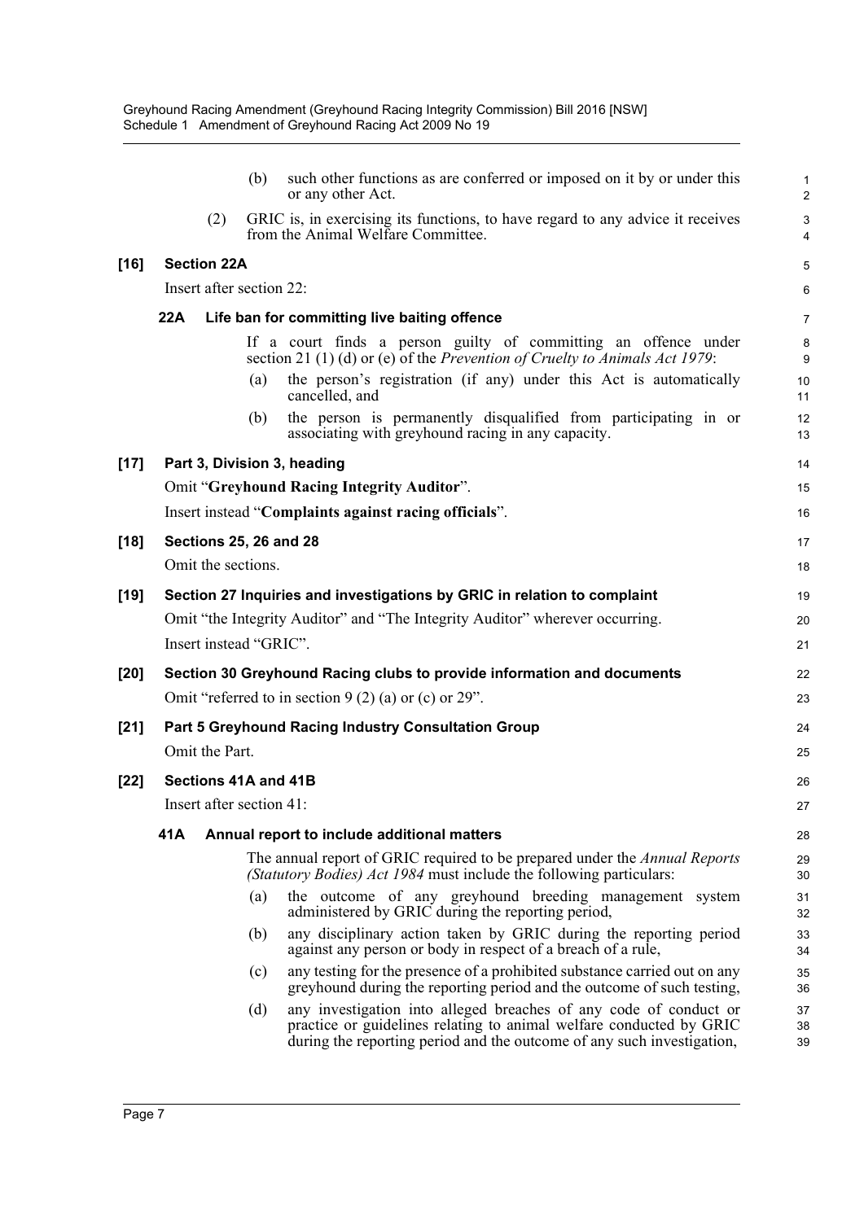(b) such other functions as are conferred or imposed on it by or under this or any other Act.

(2) GRIC is, in exercising its functions, to have regard to any advice it receives from the Animal Welfare Committee.

**[16] Section 22A**

Insert after section 22:

**22A Life ban for committing live baiting offence**

If a court finds a person guilty of committing an offence under section 21 (1) (d) or (e) of the *Prevention of Cruelty to Animals Act 1979*:

(a) the person's registration (if any) under this Act is automatically cancelled, and

(b) the person is permanently disqualified from participating in or associating with greyhound racing in any capacity.

**[17] Part 3, Division 3, heading**

Omit "**Greyhound Racing Integrity Auditor**".

Insert instead "**Complaints against racing officials**".

**[18] Sections 25, 26 and 28**

Omit the sections.

**[19] Section 27 Inquiries and investigations by GRIC in relation to complaint**

Omit "the Integrity Auditor" and "The Integrity Auditor" wherever occurring.

Insert instead "GRIC".

**[20] Section 30 Greyhound Racing clubs to provide information and documents**

Omit "referred to in section 9 (2) (a) or (c) or 29".

**[21] Part 5 Greyhound Racing Industry Consultation Group**

Omit the Part.

**[22] Sections 41A and 41B**

Insert after section 41:

**41A Annual report to include additional matters**

The annual report of GRIC required to be prepared under the *Annual Reports (Statutory Bodies) Act 1984* must include the following particulars:

(a) the outcome of any greyhound breeding management system administered by GRIC during the reporting period,

(b) any disciplinary action taken by GRIC during the reporting period against any person or body in respect of a breach of a rule,

(c) any testing for the presence of a prohibited substance carried out on any greyhound during the reporting period and the outcome of such testing,

(d) any investigation into alleged breaches of any code of conduct or practice or guidelines relating to animal welfare conducted by GRIC during the reporting period and the outcome of any such investigation,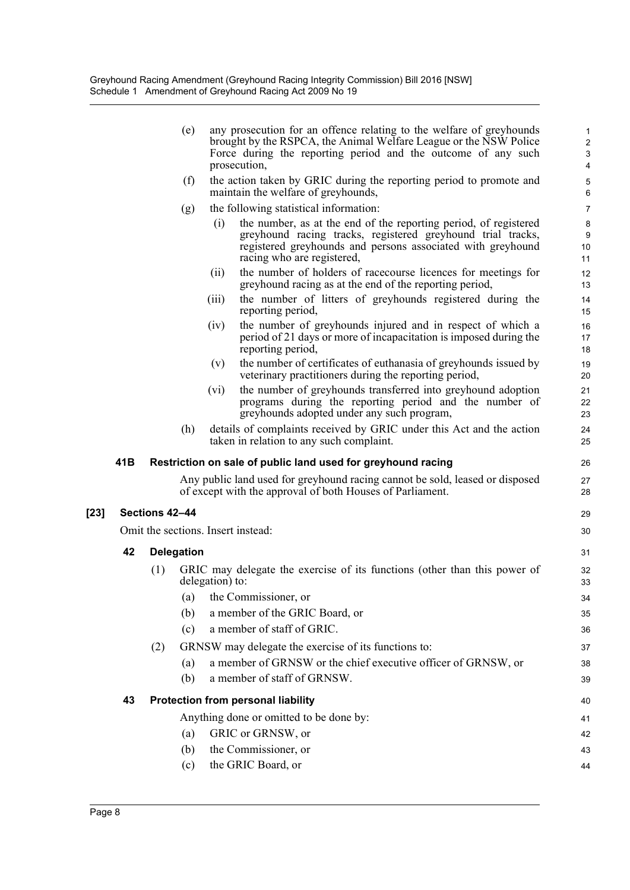(e) any prosecution for an offence relating to the welfare of greyhounds brought by the RSPCA, the Animal Welfare League or the NSW Police Force during the reporting period and the outcome of any such prosecution,

(f) the action taken by GRIC during the reporting period to promote and maintain the welfare of greyhounds,

(g) the following statistical information:

(i) the number, as at the end of the reporting period, of registered greyhound racing tracks, registered greyhound trial tracks, registered greyhounds and persons associated with greyhound racing who are registered,

(ii) the number of holders of racecourse licences for meetings for greyhound racing as at the end of the reporting period,

(iii) the number of litters of greyhounds registered during the reporting period,

(iv) the number of greyhounds injured and in respect of which a period of 21 days or more of incapacitation is imposed during the reporting period,

(v) the number of certificates of euthanasia of greyhounds issued by veterinary practitioners during the reporting period,

(vi) the number of greyhounds transferred into greyhound adoption programs during the reporting period and the number of greyhounds adopted under any such program,

(h) details of complaints received by GRIC under this Act and the action taken in relation to any such complaint.

**41B Restriction on sale of public land used for greyhound racing**

Any public land used for greyhound racing cannot be sold, leased or disposed of except with the approval of both Houses of Parliament.

**[23] Sections 42–44**

Omit the sections. Insert instead:

**42 Delegation**

(1) GRIC may delegate the exercise of its functions (other than this power of delegation) to:

(a) the Commissioner, or

(b) a member of the GRIC Board, or

(c) a member of staff of GRIC.

(2) GRNSW may delegate the exercise of its functions to:

(a) a member of GRNSW or the chief executive officer of GRNSW, or

(b) a member of staff of GRNSW.

**43 Protection from personal liability**

Anything done or omitted to be done by:

(a) GRIC or GRNSW, or

(b) the Commissioner, or

(c) the GRIC Board, or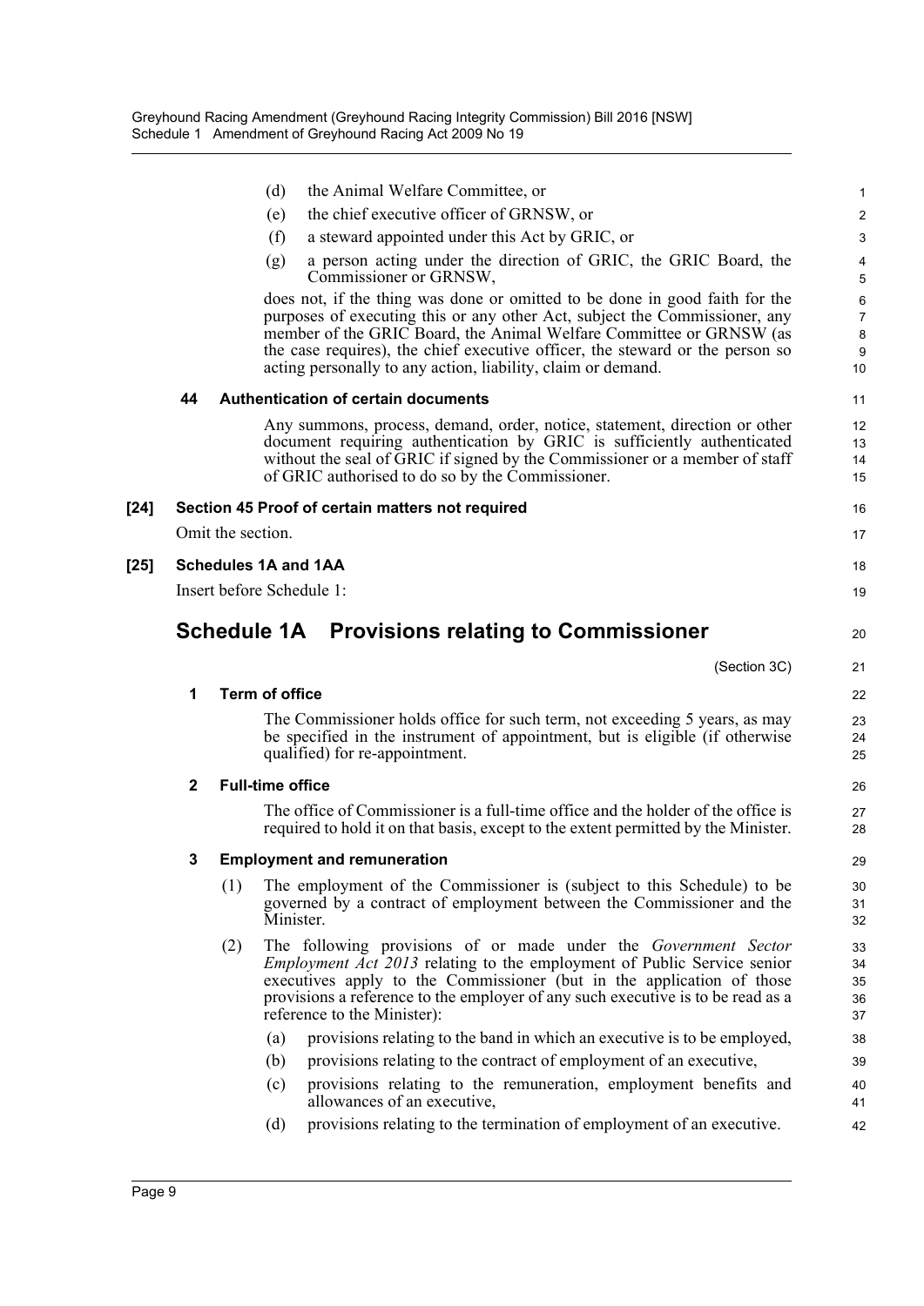(d) the Animal Welfare Committee, or

(e) the chief executive officer of GRNSW, or

(f) a steward appointed under this Act by GRIC, or

(g) a person acting under the direction of GRIC, the GRIC Board, the Commissioner or GRNSW,

does not, if the thing was done or omitted to be done in good faith for the purposes of executing this or any other Act, subject the Commissioner, any member of the GRIC Board, the Animal Welfare Committee or GRNSW (as the case requires), the chief executive officer, the steward or the person so acting personally to any action, liability, claim or demand.

**44 Authentication of certain documents**

Any summons, process, demand, order, notice, statement, direction or other document requiring authentication by GRIC is sufficiently authenticated without the seal of GRIC if signed by the Commissioner or a member of staff of GRIC authorised to do so by the Commissioner.

**[24] Section 45 Proof of certain matters not required**

Omit the section.

**[25] Schedules 1A and 1AA**

Insert before Schedule 1:

## Schedule 1A Provisions relating to Commissioner

(Section 3C)

**1 Term of office**

The Commissioner holds office for such term, not exceeding 5 years, as may be specified in the instrument of appointment, but is eligible (if otherwise qualified) for re-appointment.

**2 Full-time office**

The office of Commissioner is a full-time office and the holder of the office is required to hold it on that basis, except to the extent permitted by the Minister.

**3 Employment and remuneration**

(1) The employment of the Commissioner is (subject to this Schedule) to be governed by a contract of employment between the Commissioner and the Minister.

(2) The following provisions of or made under the *Government Sector Employment Act 2013* relating to the employment of Public Service senior executives apply to the Commissioner (but in the application of those provisions a reference to the employer of any such executive is to be read as a reference to the Minister):

(a) provisions relating to the band in which an executive is to be employed,

(b) provisions relating to the contract of employment of an executive,

(c) provisions relating to the remuneration, employment benefits and allowances of an executive,

(d) provisions relating to the termination of employment of an executive.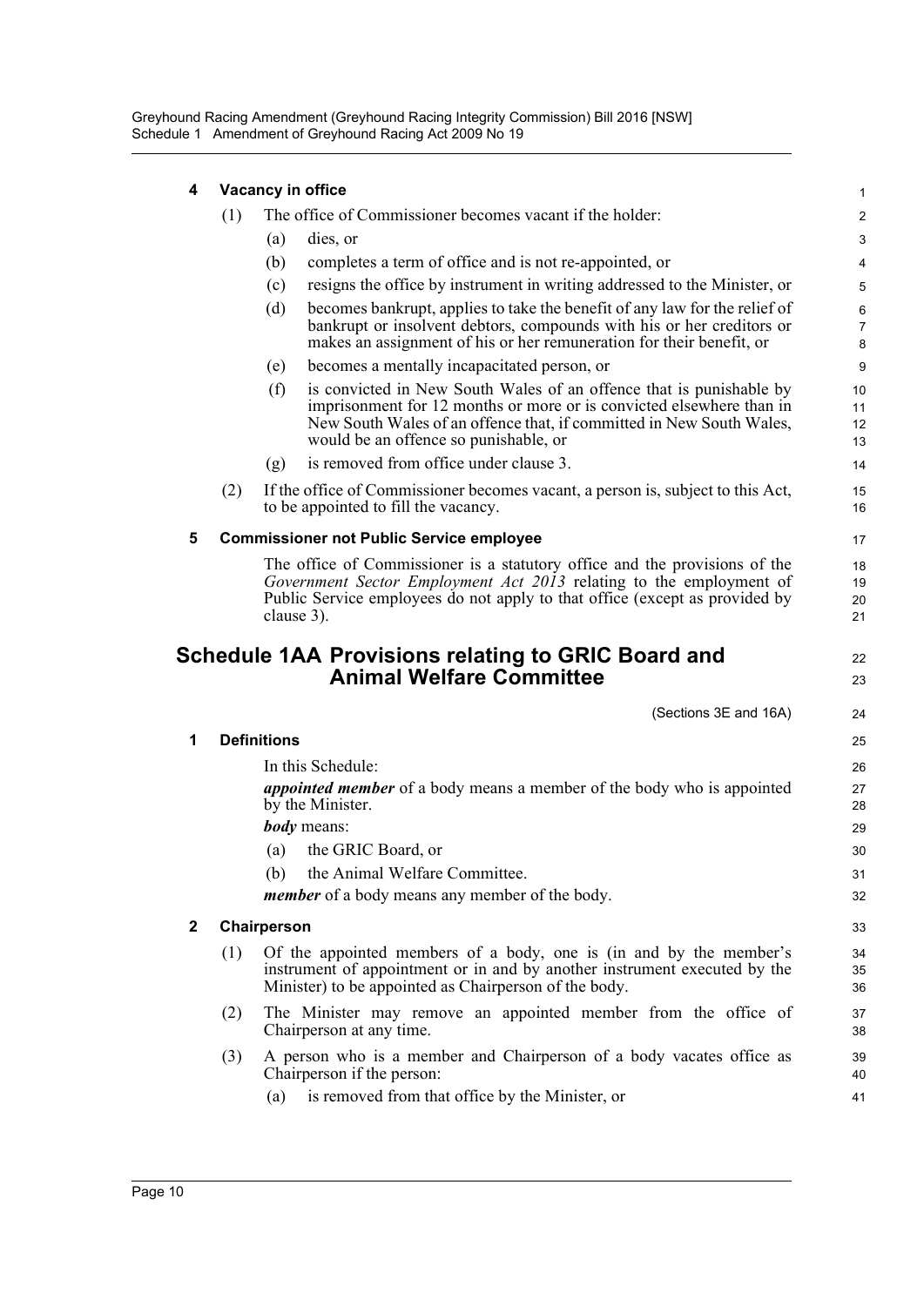**4 Vacancy in office**

(1) The office of Commissioner becomes vacant if the holder:

(a) dies, or

(b) completes a term of office and is not re-appointed, or

(c) resigns the office by instrument in writing addressed to the Minister, or

(d) becomes bankrupt, applies to take the benefit of any law for the relief of bankrupt or insolvent debtors, compounds with his or her creditors or makes an assignment of his or her remuneration for their benefit, or

(e) becomes a mentally incapacitated person, or

(f) is convicted in New South Wales of an offence that is punishable by imprisonment for 12 months or more or is convicted elsewhere than in New South Wales of an offence that, if committed in New South Wales, would be an offence so punishable, or

(g) is removed from office under clause 3.

(2) If the office of Commissioner becomes vacant, a person is, subject to this Act, to be appointed to fill the vacancy.

**5 Commissioner not Public Service employee**

The office of Commissioner is a statutory office and the provisions of the *Government Sector Employment Act 2013* relating to the employment of Public Service employees do not apply to that office (except as provided by clause 3).

## Schedule 1AA Provisions relating to GRIC Board and Animal Welfare Committee

(Sections 3E and 16A)

**1 Definitions**

In this Schedule:

***appointed member*** of a body means a member of the body who is appointed by the Minister.

***body*** means:

(a) the GRIC Board, or

(b) the Animal Welfare Committee.

***member*** of a body means any member of the body.

**2 Chairperson**

(1) Of the appointed members of a body, one is (in and by the member's instrument of appointment or in and by another instrument executed by the Minister) to be appointed as Chairperson of the body.

(2) The Minister may remove an appointed member from the office of Chairperson at any time.

(3) A person who is a member and Chairperson of a body vacates office as Chairperson if the person:

(a) is removed from that office by the Minister, or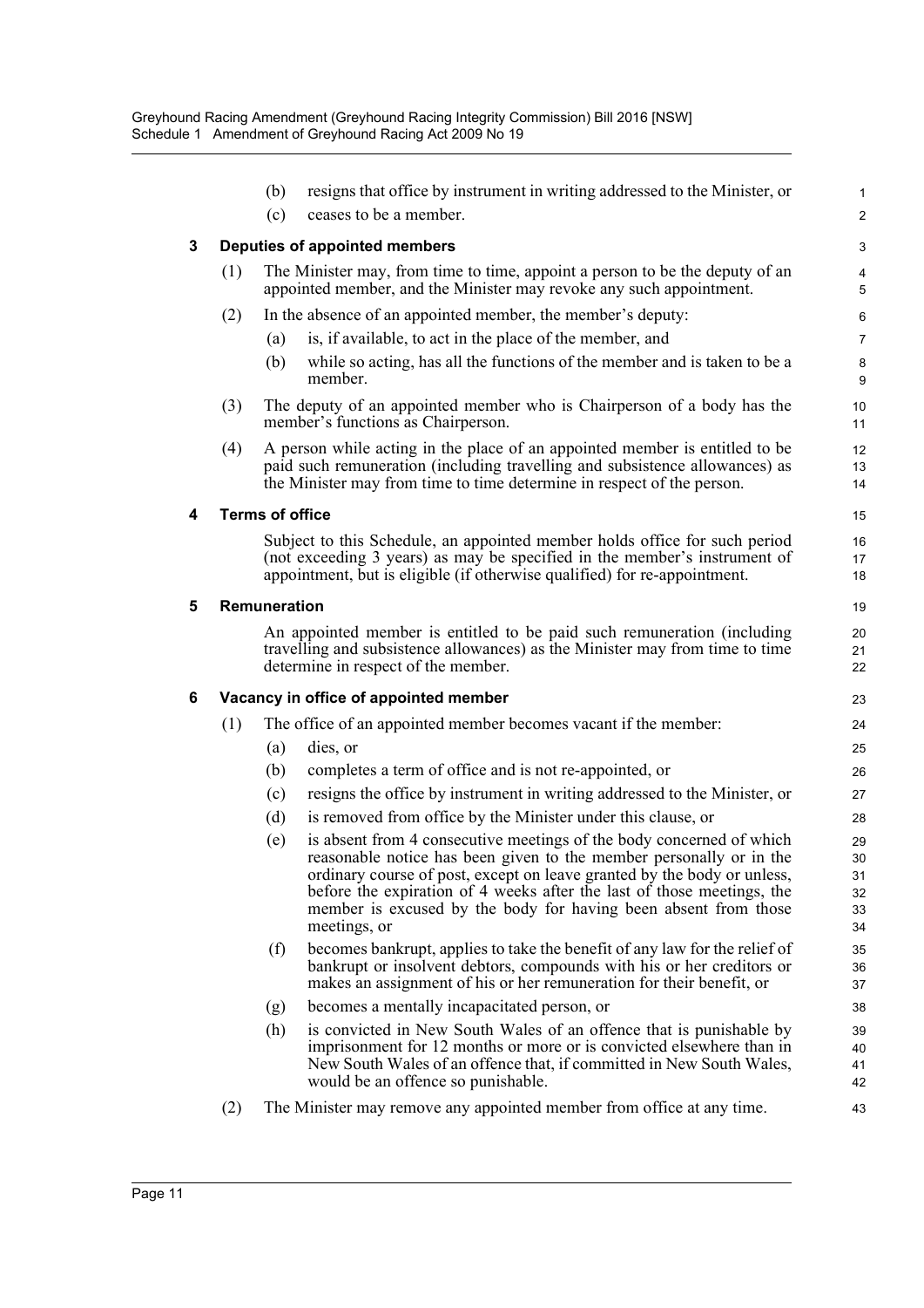(b) resigns that office by instrument in writing addressed to the Minister, or

(c) ceases to be a member.

### 3 Deputies of appointed members

(1) The Minister may, from time to time, appoint a person to be the deputy of an appointed member, and the Minister may revoke any such appointment.

(2) In the absence of an appointed member, the member's deputy:

(a) is, if available, to act in the place of the member, and

(b) while so acting, has all the functions of the member and is taken to be a member.

(3) The deputy of an appointed member who is Chairperson of a body has the member's functions as Chairperson.

(4) A person while acting in the place of an appointed member is entitled to be paid such remuneration (including travelling and subsistence allowances) as the Minister may from time to time determine in respect of the person.

### 4 Terms of office

Subject to this Schedule, an appointed member holds office for such period (not exceeding 3 years) as may be specified in the member's instrument of appointment, but is eligible (if otherwise qualified) for re-appointment.

### 5 Remuneration

An appointed member is entitled to be paid such remuneration (including travelling and subsistence allowances) as the Minister may from time to time determine in respect of the member.

### 6 Vacancy in office of appointed member

(1) The office of an appointed member becomes vacant if the member:

(a) dies, or

(b) completes a term of office and is not re-appointed, or

(c) resigns the office by instrument in writing addressed to the Minister, or

(d) is removed from office by the Minister under this clause, or

(e) is absent from 4 consecutive meetings of the body concerned of which reasonable notice has been given to the member personally or in the ordinary course of post, except on leave granted by the body or unless, before the expiration of 4 weeks after the last of those meetings, the member is excused by the body for having been absent from those meetings, or

(f) becomes bankrupt, applies to take the benefit of any law for the relief of bankrupt or insolvent debtors, compounds with his or her creditors or makes an assignment of his or her remuneration for their benefit, or

(g) becomes a mentally incapacitated person, or

(h) is convicted in New South Wales of an offence that is punishable by imprisonment for 12 months or more or is convicted elsewhere than in New South Wales of an offence that, if committed in New South Wales, would be an offence so punishable.

(2) The Minister may remove any appointed member from office at any time.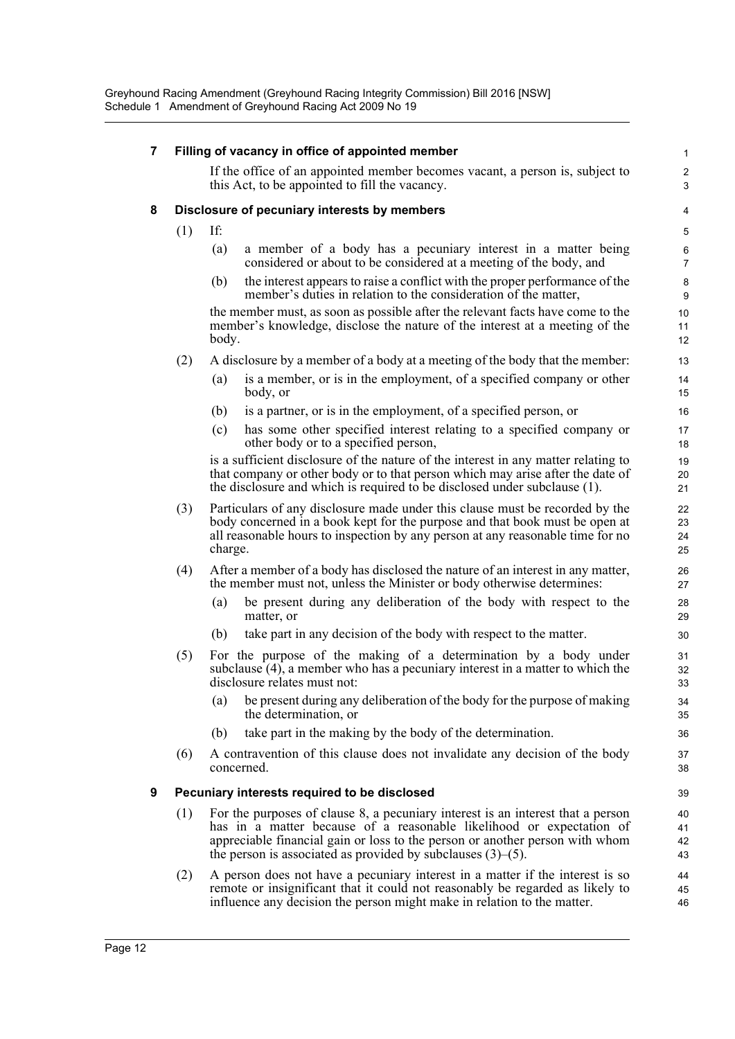### 7 Filling of vacancy in office of appointed member

If the office of an appointed member becomes vacant, a person is, subject to this Act, to be appointed to fill the vacancy.

### 8 Disclosure of pecuniary interests by members

(1) If:

(a) a member of a body has a pecuniary interest in a matter being considered or about to be considered at a meeting of the body, and

(b) the interest appears to raise a conflict with the proper performance of the member's duties in relation to the consideration of the matter,

the member must, as soon as possible after the relevant facts have come to the member's knowledge, disclose the nature of the interest at a meeting of the body.

(2) A disclosure by a member of a body at a meeting of the body that the member:

(a) is a member, or is in the employment, of a specified company or other body, or

(b) is a partner, or is in the employment, of a specified person, or

(c) has some other specified interest relating to a specified company or other body or to a specified person,

is a sufficient disclosure of the nature of the interest in any matter relating to that company or other body or to that person which may arise after the date of the disclosure and which is required to be disclosed under subclause (1).

(3) Particulars of any disclosure made under this clause must be recorded by the body concerned in a book kept for the purpose and that book must be open at all reasonable hours to inspection by any person at any reasonable time for no charge.

(4) After a member of a body has disclosed the nature of an interest in any matter, the member must not, unless the Minister or body otherwise determines:

(a) be present during any deliberation of the body with respect to the matter, or

(b) take part in any decision of the body with respect to the matter.

(5) For the purpose of the making of a determination by a body under subclause (4), a member who has a pecuniary interest in a matter to which the disclosure relates must not:

(a) be present during any deliberation of the body for the purpose of making the determination, or

(b) take part in the making by the body of the determination.

(6) A contravention of this clause does not invalidate any decision of the body concerned.

### 9 Pecuniary interests required to be disclosed

(1) For the purposes of clause 8, a pecuniary interest is an interest that a person has in a matter because of a reasonable likelihood or expectation of appreciable financial gain or loss to the person or another person with whom the person is associated as provided by subclauses (3)–(5).

(2) A person does not have a pecuniary interest in a matter if the interest is so remote or insignificant that it could not reasonably be regarded as likely to influence any decision the person might make in relation to the matter.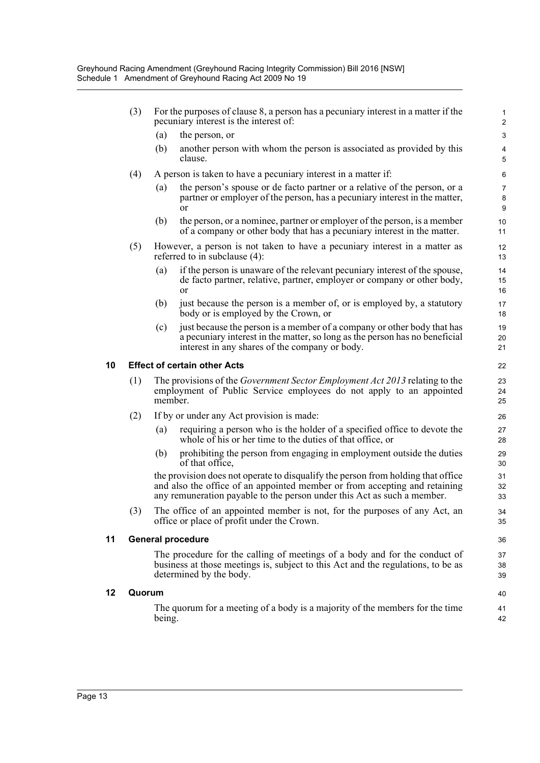(3) For the purposes of clause 8, a person has a pecuniary interest in a matter if the pecuniary interest is the interest of:

- (a) the person, or
- (b) another person with whom the person is associated as provided by this clause.

(4) A person is taken to have a pecuniary interest in a matter if:

- (a) the person's spouse or de facto partner or a relative of the person, or a partner or employer of the person, has a pecuniary interest in the matter, or
- (b) the person, or a nominee, partner or employer of the person, is a member of a company or other body that has a pecuniary interest in the matter.

(5) However, a person is not taken to have a pecuniary interest in a matter as referred to in subclause (4):

- (a) if the person is unaware of the relevant pecuniary interest of the spouse, de facto partner, relative, partner, employer or company or other body, or
- (b) just because the person is a member of, or is employed by, a statutory body or is employed by the Crown, or
- (c) just because the person is a member of a company or other body that has a pecuniary interest in the matter, so long as the person has no beneficial interest in any shares of the company or body.

### 10 Effect of certain other Acts

(1) The provisions of the *Government Sector Employment Act 2013* relating to the employment of Public Service employees do not apply to an appointed member.

(2) If by or under any Act provision is made:

- (a) requiring a person who is the holder of a specified office to devote the whole of his or her time to the duties of that office, or
- (b) prohibiting the person from engaging in employment outside the duties of that office,

the provision does not operate to disqualify the person from holding that office and also the office of an appointed member or from accepting and retaining any remuneration payable to the person under this Act as such a member.

(3) The office of an appointed member is not, for the purposes of any Act, an office or place of profit under the Crown.

### 11 General procedure

The procedure for the calling of meetings of a body and for the conduct of business at those meetings is, subject to this Act and the regulations, to be as determined by the body.

### 12 Quorum

The quorum for a meeting of a body is a majority of the members for the time being.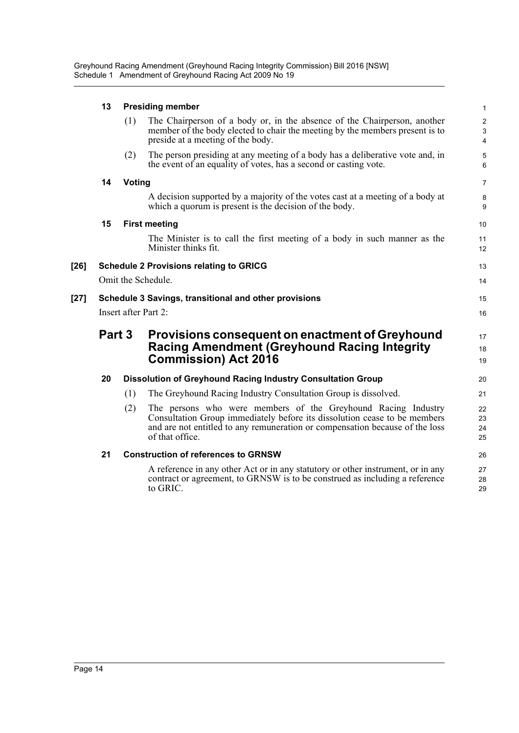**13 Presiding member**

(1) The Chairperson of a body or, in the absence of the Chairperson, another member of the body elected to chair the meeting by the members present is to preside at a meeting of the body.

(2) The person presiding at any meeting of a body has a deliberative vote and, in the event of an equality of votes, has a second or casting vote.

**14 Voting**

A decision supported by a majority of the votes cast at a meeting of a body at which a quorum is present is the decision of the body.

**15 First meeting**

The Minister is to call the first meeting of a body in such manner as the Minister thinks fit.

**[26] Schedule 2 Provisions relating to GRICG**

Omit the Schedule.

**[27] Schedule 3 Savings, transitional and other provisions**

Insert after Part 2:

## Part 3 Provisions consequent on enactment of Greyhound Racing Amendment (Greyhound Racing Integrity Commission) Act 2016

**20 Dissolution of Greyhound Racing Industry Consultation Group**

(1) The Greyhound Racing Industry Consultation Group is dissolved.

(2) The persons who were members of the Greyhound Racing Industry Consultation Group immediately before its dissolution cease to be members and are not entitled to any remuneration or compensation because of the loss of that office.

**21 Construction of references to GRNSW**

A reference in any other Act or in any statutory or other instrument, or in any contract or agreement, to GRNSW is to be construed as including a reference to GRIC.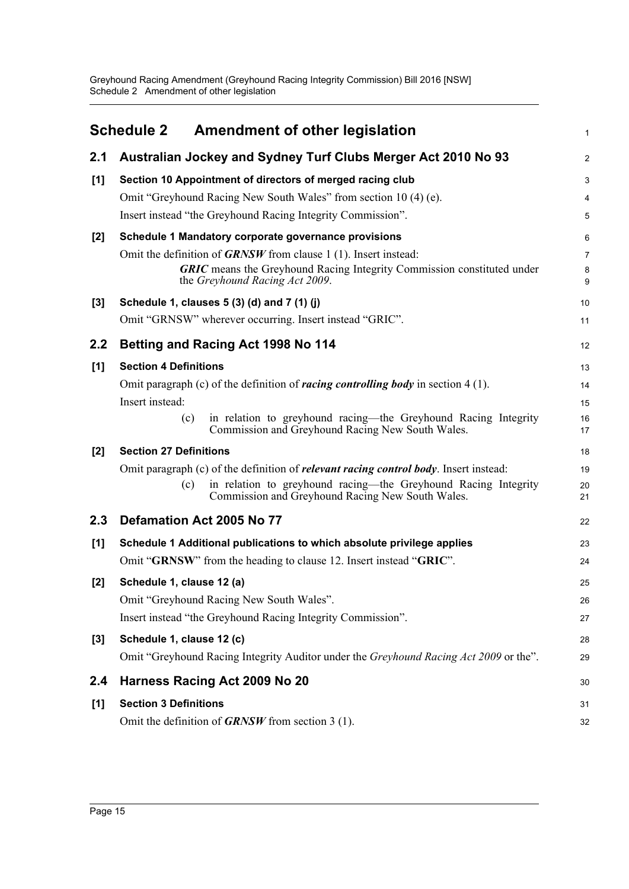# Schedule 2 Amendment of other legislation

## 2.1 Australian Jockey and Sydney Turf Clubs Merger Act 2010 No 93

**[1] Section 10 Appointment of directors of merged racing club**

Omit "Greyhound Racing New South Wales" from section 10 (4) (e).

Insert instead "the Greyhound Racing Integrity Commission".

**[2] Schedule 1 Mandatory corporate governance provisions**

Omit the definition of ***GRNSW*** from clause 1 (1). Insert instead:

> ***GRIC*** means the Greyhound Racing Integrity Commission constituted under the *Greyhound Racing Act 2009*.

**[3] Schedule 1, clauses 5 (3) (d) and 7 (1) (j)**

Omit "GRNSW" wherever occurring. Insert instead "GRIC".

## 2.2 Betting and Racing Act 1998 No 114

**[1] Section 4 Definitions**

Omit paragraph (c) of the definition of ***racing controlling body*** in section 4 (1).

Insert instead:

> (c) in relation to greyhound racing—the Greyhound Racing Integrity Commission and Greyhound Racing New South Wales.

**[2] Section 27 Definitions**

Omit paragraph (c) of the definition of ***relevant racing control body***. Insert instead:

> (c) in relation to greyhound racing—the Greyhound Racing Integrity Commission and Greyhound Racing New South Wales.

## 2.3 Defamation Act 2005 No 77

**[1] Schedule 1 Additional publications to which absolute privilege applies**

Omit "**GRNSW**" from the heading to clause 12. Insert instead "**GRIC**".

**[2] Schedule 1, clause 12 (a)**

Omit "Greyhound Racing New South Wales".

Insert instead "the Greyhound Racing Integrity Commission".

**[3] Schedule 1, clause 12 (c)**

Omit "Greyhound Racing Integrity Auditor under the *Greyhound Racing Act 2009* or the".

## 2.4 Harness Racing Act 2009 No 20

**[1] Section 3 Definitions**

Omit the definition of ***GRNSW*** from section 3 (1).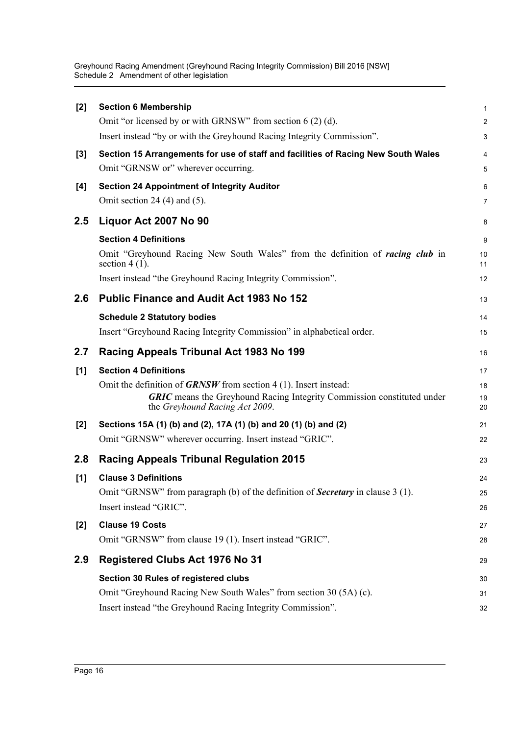**[2] Section 6 Membership**

Omit "or licensed by or with GRNSW" from section 6 (2) (d).

Insert instead "by or with the Greyhound Racing Integrity Commission".

**[3] Section 15 Arrangements for use of staff and facilities of Racing New South Wales**

Omit "GRNSW or" wherever occurring.

**[4] Section 24 Appointment of Integrity Auditor**

Omit section 24 (4) and (5).

## 2.5 Liquor Act 2007 No 90

**Section 4 Definitions**

Omit "Greyhound Racing New South Wales" from the definition of ***racing club*** in section 4 (1).

Insert instead "the Greyhound Racing Integrity Commission".

## 2.6 Public Finance and Audit Act 1983 No 152

**Schedule 2 Statutory bodies**

Insert "Greyhound Racing Integrity Commission" in alphabetical order.

## 2.7 Racing Appeals Tribunal Act 1983 No 199

**[1] Section 4 Definitions**

Omit the definition of ***GRNSW*** from section 4 (1). Insert instead:

> ***GRIC*** means the Greyhound Racing Integrity Commission constituted under the *Greyhound Racing Act 2009*.

**[2] Sections 15A (1) (b) and (2), 17A (1) (b) and 20 (1) (b) and (2)**

Omit "GRNSW" wherever occurring. Insert instead "GRIC".

## 2.8 Racing Appeals Tribunal Regulation 2015

**[1] Clause 3 Definitions**

Omit "GRNSW" from paragraph (b) of the definition of ***Secretary*** in clause 3 (1).

Insert instead "GRIC".

**[2] Clause 19 Costs**

Omit "GRNSW" from clause 19 (1). Insert instead "GRIC".

## 2.9 Registered Clubs Act 1976 No 31

**Section 30 Rules of registered clubs**

Omit "Greyhound Racing New South Wales" from section 30 (5A) (c).

Insert instead "the Greyhound Racing Integrity Commission".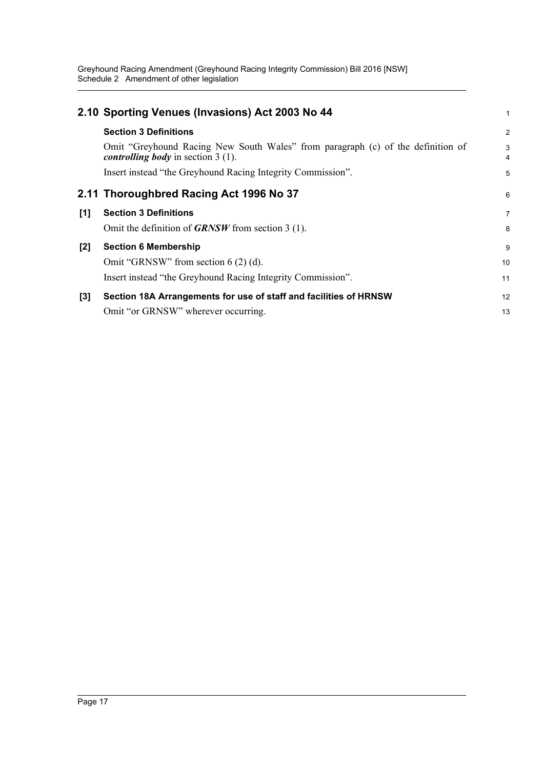## 2.10 Sporting Venues (Invasions) Act 2003 No 44

**Section 3 Definitions**

Omit "Greyhound Racing New South Wales" from paragraph (c) of the definition of ***controlling body*** in section 3 (1).

Insert instead "the Greyhound Racing Integrity Commission".

## 2.11 Thoroughbred Racing Act 1996 No 37

**[1] Section 3 Definitions**

Omit the definition of ***GRNSW*** from section 3 (1).

**[2] Section 6 Membership**

Omit "GRNSW" from section 6 (2) (d).

Insert instead "the Greyhound Racing Integrity Commission".

**[3] Section 18A Arrangements for use of staff and facilities of HRNSW**

Omit "or GRNSW" wherever occurring.